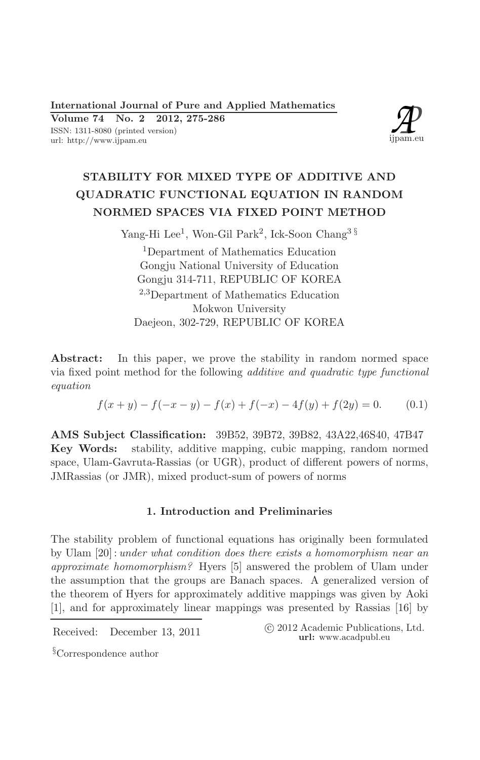# STABILITY FOR MIXED TYPE OF ADDITIVE AND QUADRATIC FUNCTIONAL EQUATION IN RANDOM NORMED SPACES VIA FIXED POINT METHOD

Yang-Hi Lee[1], Won-Gil Park[2], Ick-Soon Chang[3 §]

[1]Department of Mathematics Education
Gongju National University of Education
Gongju 314-711, REPUBLIC OF KOREA

[2,3]Department of Mathematics Education
Mokwon University
Daejeon, 302-729, REPUBLIC OF KOREA

**Abstract:** In this paper, we prove the stability in random normed space via fixed point method for the following *additive and quadratic type functional equation*

$$f(x+y) - f(-x-y) - f(x) + f(-x) - 4f(y) + f(2y) = 0. \tag{0.1}$$

**AMS Subject Classification:** 39B52, 39B72, 39B82, 43A22,46S40, 47B47

**Key Words:** stability, additive mapping, cubic mapping, random normed space, Ulam-Gavruta-Rassias (or UGR), product of different powers of norms, JMRassias (or JMR), mixed product-sum of powers of norms

## 1. Introduction and Preliminaries

The stability problem of functional equations has originally been formulated by Ulam [20] : *under what condition does there exists a homomorphism near an approximate homomorphism?* Hyers [5] answered the problem of Ulam under the assumption that the groups are Banach spaces. A generalized version of the theorem of Hyers for approximately additive mappings was given by Aoki [1], and for approximately linear mappings was presented by Rassias [16] by

Received: December 13, 2011

© 2012 Academic Publications, Ltd.
**url:** www.acadpubl.eu

§Correspondence author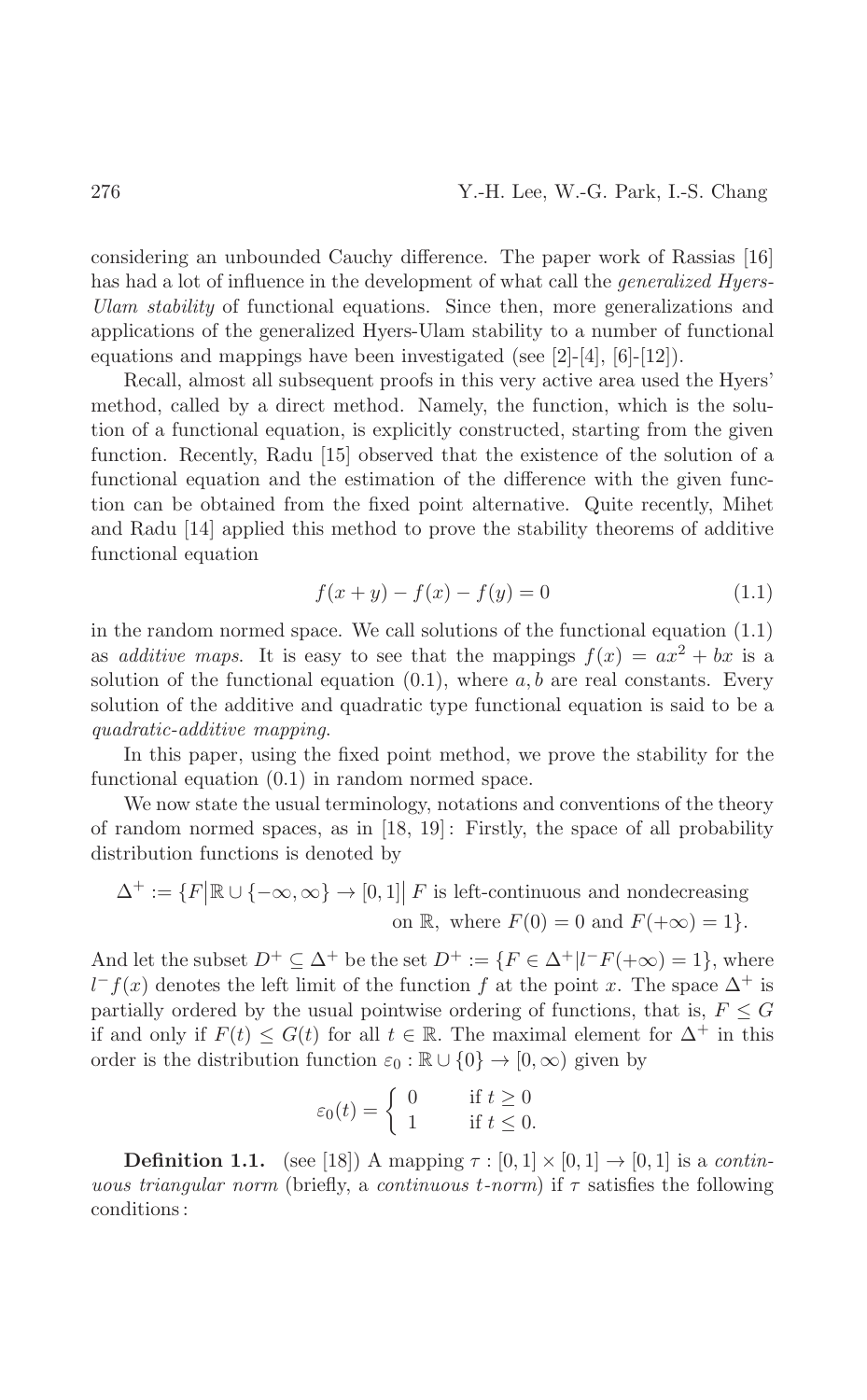considering an unbounded Cauchy difference. The paper work of Rassias [16] has had a lot of influence in the development of what call the *generalized Hyers-Ulam stability* of functional equations. Since then, more generalizations and applications of the generalized Hyers-Ulam stability to a number of functional equations and mappings have been investigated (see [2]-[4], [6]-[12]).

Recall, almost all subsequent proofs in this very active area used the Hyers' method, called by a direct method. Namely, the function, which is the solution of a functional equation, is explicitly constructed, starting from the given function. Recently, Radu [15] observed that the existence of the solution of a functional equation and the estimation of the difference with the given function can be obtained from the fixed point alternative. Quite recently, Mihet and Radu [14] applied this method to prove the stability theorems of additive functional equation

$$f(x+y) - f(x) - f(y) = 0 \tag{1.1}$$

in the random normed space. We call solutions of the functional equation (1.1) as *additive maps*. It is easy to see that the mappings $f(x) = ax^2 + bx$ is a solution of the functional equation (0.1), where $a, b$ are real constants. Every solution of the additive and quadratic type functional equation is said to be a *quadratic-additive mapping*.

In this paper, using the fixed point method, we prove the stability for the functional equation (0.1) in random normed space.

We now state the usual terminology, notations and conventions of the theory of random normed spaces, as in [18, 19] : Firstly, the space of all probability distribution functions is denoted by

$$\Delta^+ := \{F \big| \mathbb{R} \cup \{-\infty, \infty\} \to [0,1] \big| \, F \text{ is left-continuous and nondecreasing on } \mathbb{R}, \text{ where } F(0) = 0 \text{ and } F(+\infty) = 1\}.$$

And let the subset $D^+ \subseteq \Delta^+$ be the set $D^+ := \{F \in \Delta^+ | l^- F(+\infty) = 1\}$, where $l^- f(x)$ denotes the left limit of the function $f$ at the point $x$. The space $\Delta^+$ is partially ordered by the usual pointwise ordering of functions, that is, $F \leq G$ if and only if $F(t) \leq G(t)$ for all $t \in \mathbb{R}$. The maximal element for $\Delta^+$ in this order is the distribution function $\varepsilon_0 : \mathbb{R} \cup \{0\} \to [0, \infty)$ given by

$$\varepsilon_0(t) = \begin{cases} 0 & \text{if } t \geq 0 \\ 1 & \text{if } t \leq 0. \end{cases}$$

**Definition 1.1.** (see [18]) A mapping $\tau : [0,1] \times [0,1] \to [0,1]$ is a *continuous triangular norm* (briefly, a *continuous t-norm*) if $\tau$ satisfies the following conditions :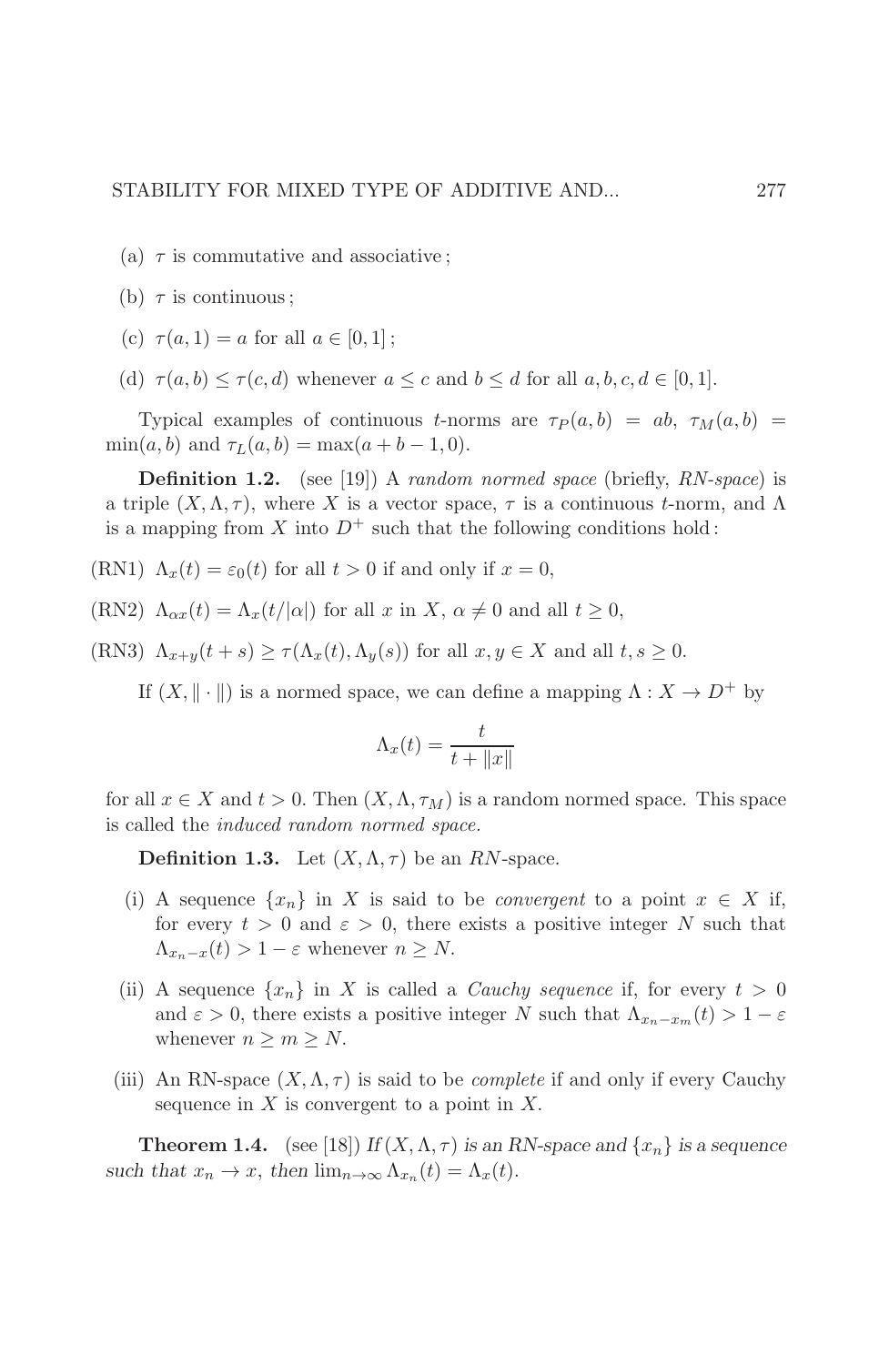(a) $\tau$ is commutative and associative ;

(b) $\tau$ is continuous ;

(c) $\tau(a, 1) = a$ for all $a \in [0, 1]$ ;

(d) $\tau(a, b) \leq \tau(c, d)$ whenever $a \leq c$ and $b \leq d$ for all $a, b, c, d \in [0, 1]$.

Typical examples of continuous $t$-norms are $\tau_P(a, b) = ab$, $\tau_M(a, b) = \min(a, b)$ and $\tau_L(a, b) = \max(a + b - 1, 0)$.

**Definition 1.2.** (see [19]) A *random normed space* (briefly, *RN-space*) is a triple $(X, \Lambda, \tau)$, where $X$ is a vector space, $\tau$ is a continuous $t$-norm, and $\Lambda$ is a mapping from $X$ into $D^+$ such that the following conditions hold :

(RN1) $\Lambda_x(t) = \varepsilon_0(t)$ for all $t > 0$ if and only if $x = 0$,

(RN2) $\Lambda_{\alpha x}(t) = \Lambda_x(t/|\alpha|)$ for all $x$ in $X$, $\alpha \neq 0$ and all $t \geq 0$,

(RN3) $\Lambda_{x+y}(t + s) \geq \tau(\Lambda_x(t), \Lambda_y(s))$ for all $x, y \in X$ and all $t, s \geq 0$.

If $(X, \|\cdot\|)$ is a normed space, we can define a mapping $\Lambda : X \to D^+$ by

$$\Lambda_x(t) = \frac{t}{t + \|x\|}$$

for all $x \in X$ and $t > 0$. Then $(X, \Lambda, \tau_M)$ is a random normed space. This space is called the *induced random normed space.*

**Definition 1.3.** Let $(X, \Lambda, \tau)$ be an *RN*-space.

(i) A sequence $\{x_n\}$ in $X$ is said to be *convergent* to a point $x \in X$ if, for every $t > 0$ and $\varepsilon > 0$, there exists a positive integer $N$ such that $\Lambda_{x_n - x}(t) > 1 - \varepsilon$ whenever $n \geq N$.

(ii) A sequence $\{x_n\}$ in $X$ is called a *Cauchy sequence* if, for every $t > 0$ and $\varepsilon > 0$, there exists a positive integer $N$ such that $\Lambda_{x_n - x_m}(t) > 1 - \varepsilon$ whenever $n \geq m \geq N$.

(iii) An RN-space $(X, \Lambda, \tau)$ is said to be *complete* if and only if every Cauchy sequence in $X$ is convergent to a point in $X$.

**Theorem 1.4.** (see [18]) *If $(X, \Lambda, \tau)$ is an RN-space and $\{x_n\}$ is a sequence such that $x_n \to x$, then $\lim_{n\to\infty} \Lambda_{x_n}(t) = \Lambda_x(t)$.*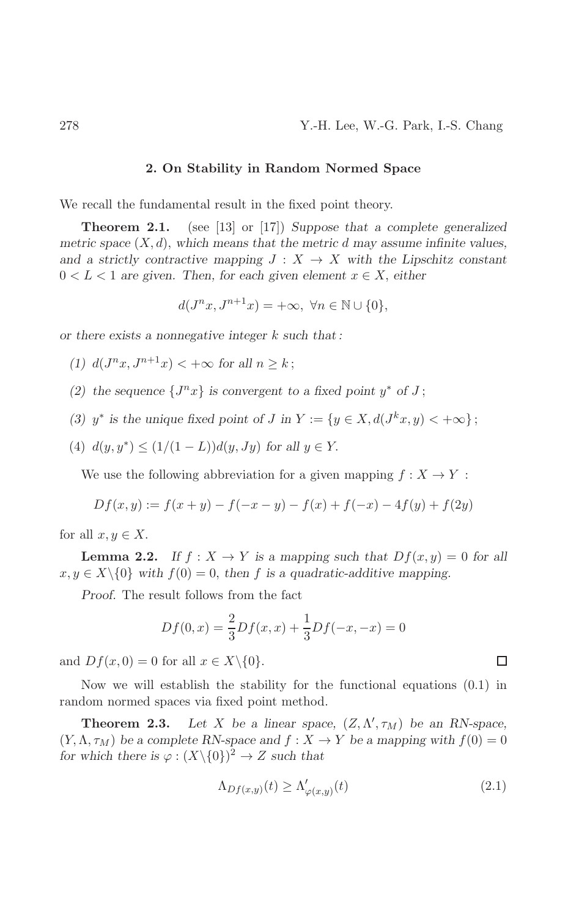## 2. On Stability in Random Normed Space

We recall the fundamental result in the fixed point theory.

**Theorem 2.1.** (see [13] or [17]) *Suppose that a complete generalized metric space $(X, d)$, which means that the metric $d$ may assume infinite values, and a strictly contractive mapping $J : X \to X$ with the Lipschitz constant $0 < L < 1$ are given. Then, for each given element $x \in X$, either*

$$d(J^n x, J^{n+1} x) = +\infty, \ \forall n \in \mathbb{N} \cup \{0\},$$

*or there exists a nonnegative integer $k$ such that:*

*(1) $d(J^n x, J^{n+1} x) < +\infty$ for all $n \geq k$;*

*(2) the sequence $\{J^n x\}$ is convergent to a fixed point $y^*$ of $J$;*

*(3) $y^*$ is the unique fixed point of $J$ in $Y := \{y \in X, d(J^k x, y) < +\infty\}$;*

*(4) $d(y, y^*) \leq (1/(1-L)) d(y, Jy)$ for all $y \in Y$.*

We use the following abbreviation for a given mapping $f : X \to Y$ :

$$Df(x, y) := f(x + y) - f(-x - y) - f(x) + f(-x) - 4f(y) + f(2y)$$

for all $x, y \in X$.

**Lemma 2.2.** *If $f : X \to Y$ is a mapping such that $Df(x, y) = 0$ for all $x, y \in X \backslash \{0\}$ with $f(0) = 0$, then $f$ is a quadratic-additive mapping.*

*Proof.* The result follows from the fact

$$Df(0, x) = \frac{2}{3} Df(x, x) + \frac{1}{3} Df(-x, -x) = 0$$

and $Df(x, 0) = 0$ for all $x \in X \backslash \{0\}$. □

Now we will establish the stability for the functional equations (0.1) in random normed spaces via fixed point method.

**Theorem 2.3.** *Let $X$ be a linear space, $(Z, \Lambda', \tau_M)$ be an RN-space, $(Y, \Lambda, \tau_M)$ be a complete RN-space and $f : X \to Y$ be a mapping with $f(0) = 0$ for which there is $\varphi : (X \backslash \{0\})^2 \to Z$ such that*

$$\Lambda_{Df(x,y)}(t) \geq \Lambda'_{\varphi(x,y)}(t) \tag{2.1}$$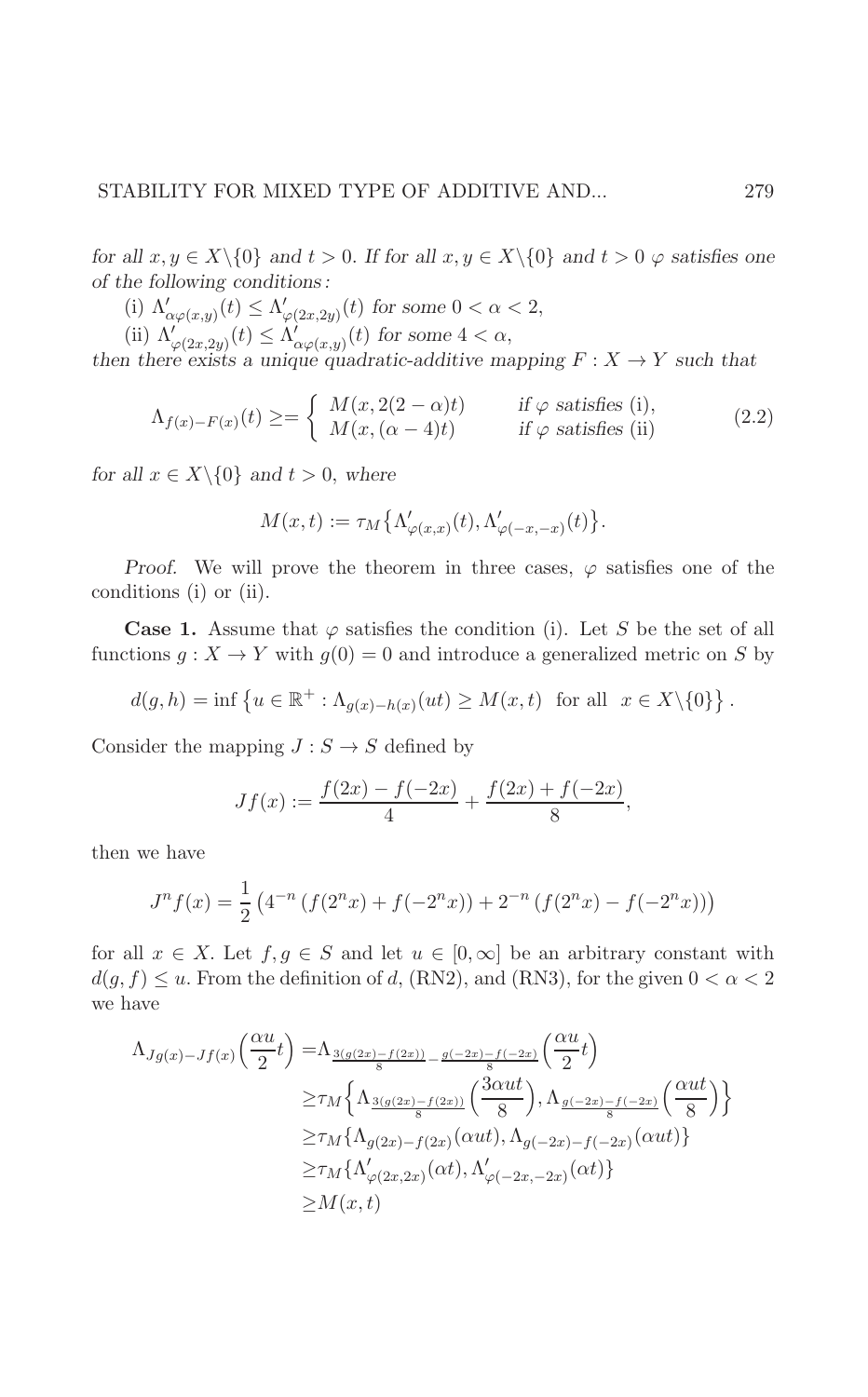*for all $x, y \in X\backslash\{0\}$ and $t > 0$. If for all $x, y \in X\backslash\{0\}$ and $t > 0$ $\varphi$ satisfies one of the following conditions:*

(i) $\Lambda'_{\alpha\varphi(x,y)}(t) \leq \Lambda'_{\varphi(2x,2y)}(t)$ *for some* $0 < \alpha < 2$,

(ii) $\Lambda'_{\varphi(2x,2y)}(t) \leq \Lambda'_{\alpha\varphi(x,y)}(t)$ *for some* $4 < \alpha$,

*then there exists a unique quadratic-additive mapping $F : X \to Y$ such that*

$$\Lambda_{f(x)-F(x)}(t) \geq = \begin{cases} M(x, 2(2-\alpha)t) & \text{if } \varphi \text{ satisfies (i)}, \\ M(x, (\alpha-4)t) & \text{if } \varphi \text{ satisfies (ii)} \end{cases} \tag{2.2}$$

*for all $x \in X\backslash\{0\}$ and $t > 0$, where*

$$M(x,t) := \tau_M\big\{\Lambda'_{\varphi(x,x)}(t), \Lambda'_{\varphi(-x,-x)}(t)\big\}.$$

*Proof.* We will prove the theorem in three cases, $\varphi$ satisfies one of the conditions (i) or (ii).

**Case 1.** Assume that $\varphi$ satisfies the condition (i). Let $S$ be the set of all functions $g : X \to Y$ with $g(0) = 0$ and introduce a generalized metric on $S$ by

$$d(g,h) = \inf\left\{u \in \mathbb{R}^+ : \Lambda_{g(x)-h(x)}(ut) \geq M(x,t) \text{ for all } x \in X\backslash\{0\}\right\}.$$

Consider the mapping $J : S \to S$ defined by

$$Jf(x) := \frac{f(2x) - f(-2x)}{4} + \frac{f(2x) + f(-2x)}{8},$$

then we have

$$J^n f(x) = \frac{1}{2}\left(4^{-n}\left(f(2^n x) + f(-2^n x)\right) + 2^{-n}\left(f(2^n x) - f(-2^n x)\right)\right)$$

for all $x \in X$. Let $f, g \in S$ and let $u \in [0, \infty]$ be an arbitrary constant with $d(g, f) \leq u$. From the definition of $d$, (RN2), and (RN3), for the given $0 < \alpha < 2$ we have

$$\begin{aligned}
\Lambda_{Jg(x)-Jf(x)}\Big(\frac{\alpha u}{2}t\Big) =& \Lambda_{\frac{3(g(2x)-f(2x))}{8} - \frac{g(-2x)-f(-2x)}{8}}\Big(\frac{\alpha u}{2}t\Big) \\
\geq& \tau_M\Big\{\Lambda_{\frac{3(g(2x)-f(2x))}{8}}\Big(\frac{3\alpha ut}{8}\Big), \Lambda_{\frac{g(-2x)-f(-2x)}{8}}\Big(\frac{\alpha ut}{8}\Big)\Big\} \\
\geq& \tau_M\{\Lambda_{g(2x)-f(2x)}(\alpha ut), \Lambda_{g(-2x)-f(-2x)}(\alpha ut)\} \\
\geq& \tau_M\{\Lambda'_{\varphi(2x,2x)}(\alpha t), \Lambda'_{\varphi(-2x,-2x)}(\alpha t)\} \\
\geq& M(x,t)
\end{aligned}$$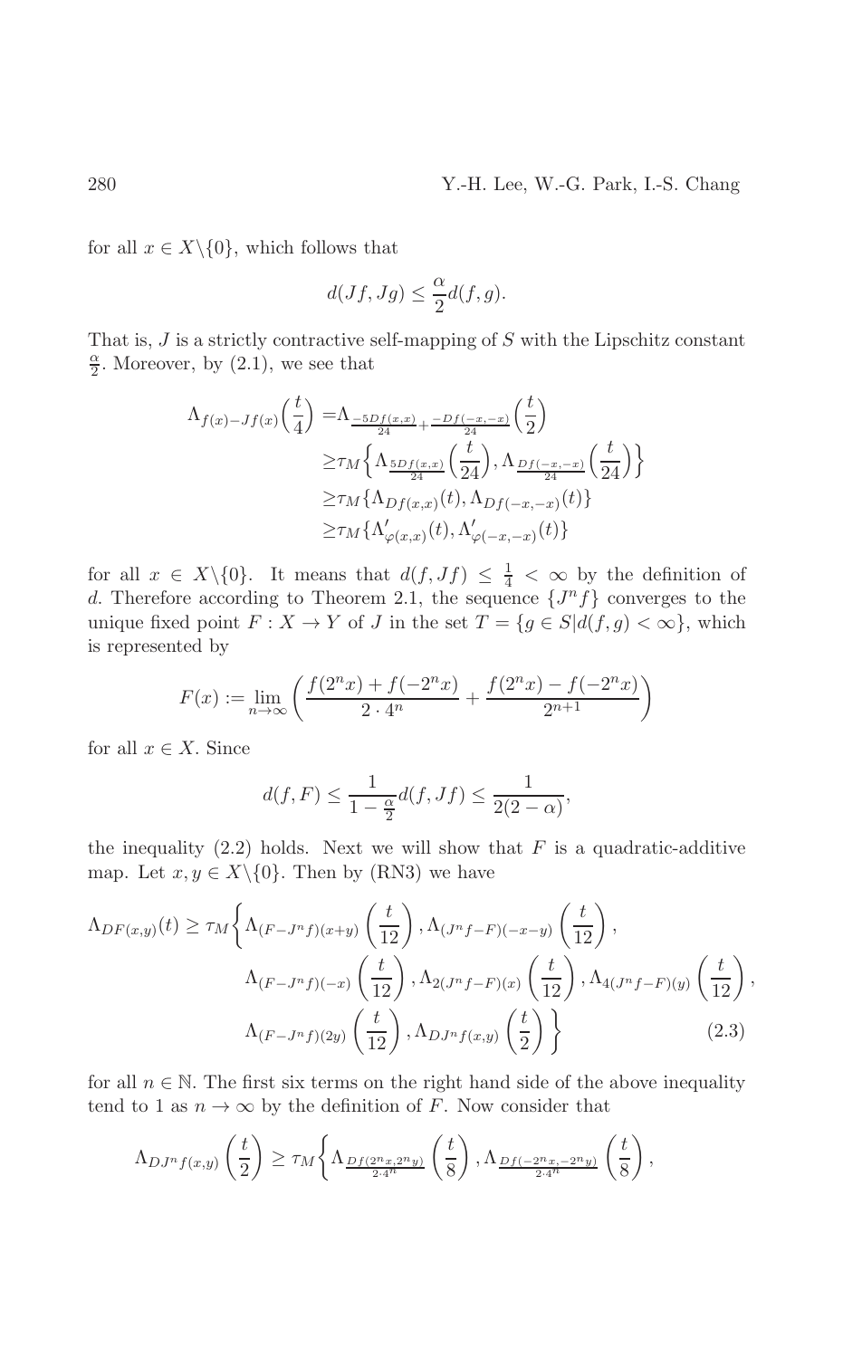for all $x \in X\backslash\{0\}$, which follows that

$$d(Jf, Jg) \leq \frac{\alpha}{2} d(f, g).$$

That is, $J$ is a strictly contractive self-mapping of $S$ with the Lipschitz constant $\frac{\alpha}{2}$. Moreover, by (2.1), we see that

$$\begin{aligned}
\Lambda_{f(x)-Jf(x)}\Big(\frac{t}{4}\Big) =& \Lambda_{\frac{-5Df(x,x)}{24}+\frac{-Df(-x,-x)}{24}}\Big(\frac{t}{2}\Big) \\
\geq& \tau_M\Big\{\Lambda_{\frac{5Df(x,x)}{24}}\Big(\frac{t}{24}\Big), \Lambda_{\frac{Df(-x,-x)}{24}}\Big(\frac{t}{24}\Big)\Big\} \\
\geq& \tau_M\{\Lambda_{Df(x,x)}(t), \Lambda_{Df(-x,-x)}(t)\} \\
\geq& \tau_M\{\Lambda'_{\varphi(x,x)}(t), \Lambda'_{\varphi(-x,-x)}(t)\}
\end{aligned}$$

for all $x \in X\backslash\{0\}$. It means that $d(f, Jf) \leq \frac{1}{4} < \infty$ by the definition of $d$. Therefore according to Theorem 2.1, the sequence $\{J^n f\}$ converges to the unique fixed point $F : X \to Y$ of $J$ in the set $T = \{g \in S | d(f, g) < \infty\}$, which is represented by

$$F(x) := \lim_{n\to\infty}\left(\frac{f(2^n x) + f(-2^n x)}{2 \cdot 4^n} + \frac{f(2^n x) - f(-2^n x)}{2^{n+1}}\right)$$

for all $x \in X$. Since

$$d(f, F) \leq \frac{1}{1 - \frac{\alpha}{2}} d(f, Jf) \leq \frac{1}{2(2 - \alpha)},$$

the inequality (2.2) holds. Next we will show that $F$ is a quadratic-additive map. Let $x, y \in X\backslash\{0\}$. Then by (RN3) we have

$$\begin{aligned}
\Lambda_{DF(x,y)}(t) \geq \tau_M\bigg\{& \Lambda_{(F-J^n f)(x+y)}\left(\frac{t}{12}\right), \Lambda_{(J^n f-F)(-x-y)}\left(\frac{t}{12}\right), \\
& \Lambda_{(F-J^n f)(-x)}\left(\frac{t}{12}\right), \Lambda_{2(J^n f-F)(x)}\left(\frac{t}{12}\right), \Lambda_{4(J^n f-F)(y)}\left(\frac{t}{12}\right), \\
& \Lambda_{(F-J^n f)(2y)}\left(\frac{t}{12}\right), \Lambda_{DJ^n f(x,y)}\left(\frac{t}{2}\right)\bigg\} \qquad (2.3)
\end{aligned}$$

for all $n \in \mathbb{N}$. The first six terms on the right hand side of the above inequality tend to 1 as $n \to \infty$ by the definition of $F$. Now consider that

$$\Lambda_{DJ^n f(x,y)}\left(\frac{t}{2}\right) \geq \tau_M\bigg\{\Lambda_{\frac{Df(2^n x, 2^n y)}{2\cdot 4^n}}\left(\frac{t}{8}\right), \Lambda_{\frac{Df(-2^n x, -2^n y)}{2\cdot 4^n}}\left(\frac{t}{8}\right),$$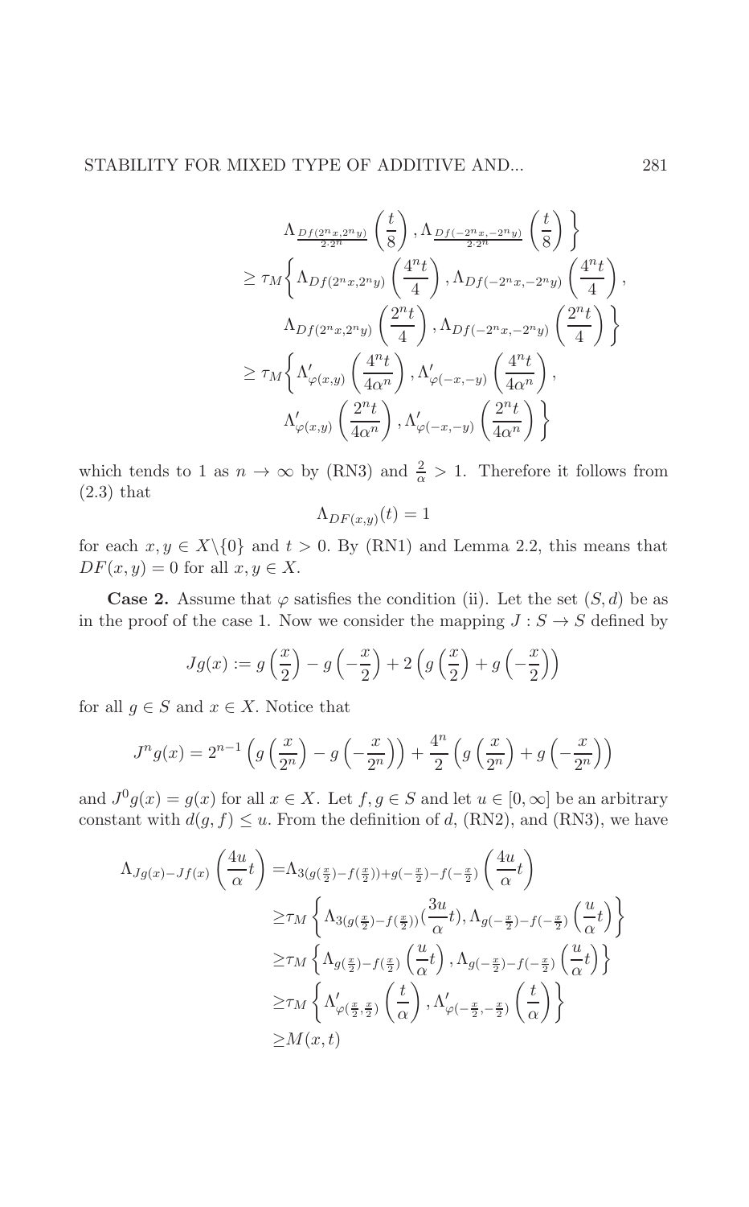$$
\begin{aligned}
&\Lambda_{\frac{Df(2^n x, 2^n y)}{2\cdot 2^n}}\left(\frac{t}{8}\right), \Lambda_{\frac{Df(-2^n x, -2^n y)}{2\cdot 2^n}}\left(\frac{t}{8}\right)\bigg\} \\
&\geq \tau_M\bigg\{\Lambda_{Df(2^n x, 2^n y)}\left(\frac{4^n t}{4}\right), \Lambda_{Df(-2^n x, -2^n y)}\left(\frac{4^n t}{4}\right), \\
&\qquad \Lambda_{Df(2^n x, 2^n y)}\left(\frac{2^n t}{4}\right), \Lambda_{Df(-2^n x, -2^n y)}\left(\frac{2^n t}{4}\right)\bigg\} \\
&\geq \tau_M\bigg\{\Lambda'_{\varphi(x,y)}\left(\frac{4^n t}{4\alpha^n}\right), \Lambda'_{\varphi(-x,-y)}\left(\frac{4^n t}{4\alpha^n}\right), \\
&\qquad \Lambda'_{\varphi(x,y)}\left(\frac{2^n t}{4\alpha^n}\right), \Lambda'_{\varphi(-x,-y)}\left(\frac{2^n t}{4\alpha^n}\right)\bigg\}
\end{aligned}
$$

which tends to 1 as $n \to \infty$ by (RN3) and $\frac{2}{\alpha} > 1$. Therefore it follows from (2.3) that

$$\Lambda_{DF(x,y)}(t) = 1$$

for each $x, y \in X \backslash \{0\}$ and $t > 0$. By (RN1) and Lemma 2.2, this means that $DF(x,y) = 0$ for all $x, y \in X$.

**Case 2.** Assume that $\varphi$ satisfies the condition (ii). Let the set $(S, d)$ be as in the proof of the case 1. Now we consider the mapping $J : S \to S$ defined by

$$Jg(x) := g\left(\frac{x}{2}\right) - g\left(-\frac{x}{2}\right) + 2\left(g\left(\frac{x}{2}\right) + g\left(-\frac{x}{2}\right)\right)$$

for all $g \in S$ and $x \in X$. Notice that

$$J^n g(x) = 2^{n-1}\left(g\left(\frac{x}{2^n}\right) - g\left(-\frac{x}{2^n}\right)\right) + \frac{4^n}{2}\left(g\left(\frac{x}{2^n}\right) + g\left(-\frac{x}{2^n}\right)\right)$$

and $J^0 g(x) = g(x)$ for all $x \in X$. Let $f, g \in S$ and let $u \in [0, \infty]$ be an arbitrary constant with $d(g, f) \leq u$. From the definition of $d$, (RN2), and (RN3), we have

$$
\begin{aligned}
\Lambda_{Jg(x)-Jf(x)}\left(\frac{4u}{\alpha}t\right) &= \Lambda_{3(g(\frac{x}{2})-f(\frac{x}{2}))+g(-\frac{x}{2})-f(-\frac{x}{2})}\left(\frac{4u}{\alpha}t\right) \\
&\geq \tau_M\left\{\Lambda_{3(g(\frac{x}{2})-f(\frac{x}{2}))}\left(\frac{3u}{\alpha}t\right), \Lambda_{g(-\frac{x}{2})-f(-\frac{x}{2})}\left(\frac{u}{\alpha}t\right)\right\} \\
&\geq \tau_M\left\{\Lambda_{g(\frac{x}{2})-f(\frac{x}{2})}\left(\frac{u}{\alpha}t\right), \Lambda_{g(-\frac{x}{2})-f(-\frac{x}{2})}\left(\frac{u}{\alpha}t\right)\right\} \\
&\geq \tau_M\left\{\Lambda'_{\varphi(\frac{x}{2},\frac{x}{2})}\left(\frac{t}{\alpha}\right), \Lambda'_{\varphi(-\frac{x}{2},-\frac{x}{2})}\left(\frac{t}{\alpha}\right)\right\} \\
&\geq M(x,t)
\end{aligned}
$$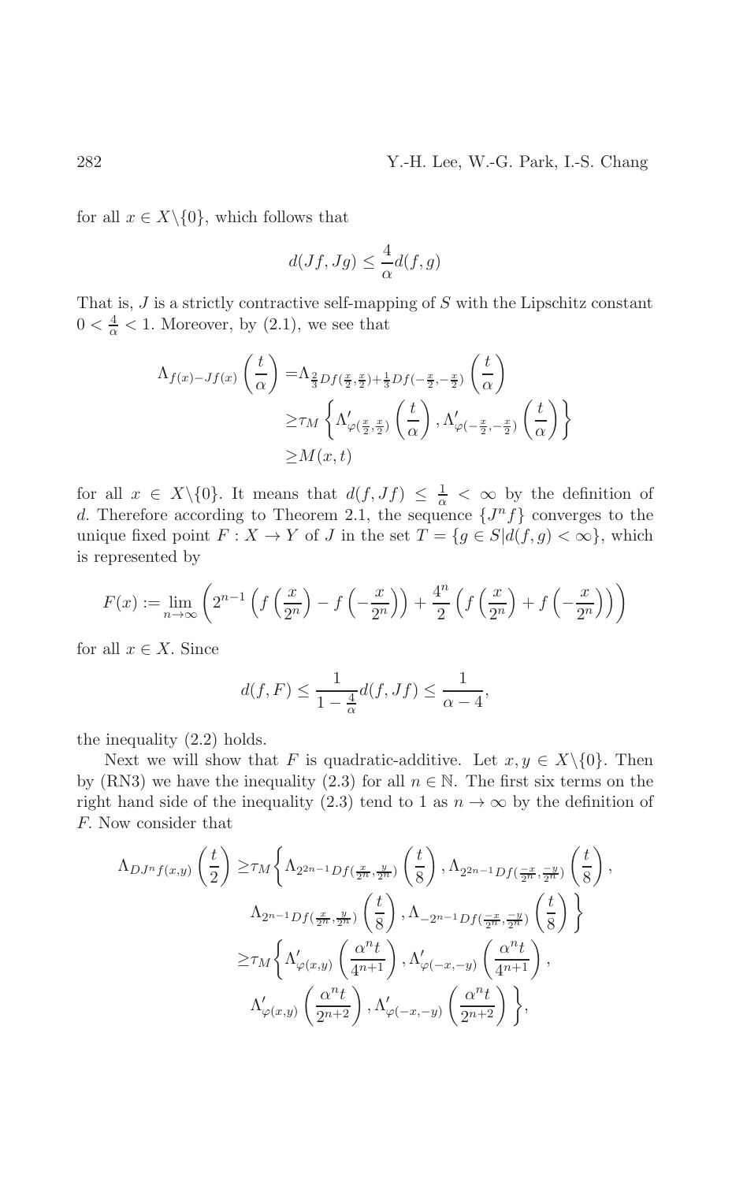for all $x \in X\backslash\{0\}$, which follows that

$$d(Jf, Jg) \leq \frac{4}{\alpha} d(f, g)$$

That is, $J$ is a strictly contractive self-mapping of $S$ with the Lipschitz constant $0 < \frac{4}{\alpha} < 1$. Moreover, by (2.1), we see that

$$\begin{aligned}
\Lambda_{f(x)-Jf(x)}\left(\frac{t}{\alpha}\right) =& \Lambda_{\frac{2}{3}Df(\frac{x}{2},\frac{x}{2})+\frac{1}{3}Df(-\frac{x}{2},-\frac{x}{2})}\left(\frac{t}{\alpha}\right) \\
\geq& \tau_M\left\{\Lambda'_{\varphi(\frac{x}{2},\frac{x}{2})}\left(\frac{t}{\alpha}\right), \Lambda'_{\varphi(-\frac{x}{2},-\frac{x}{2})}\left(\frac{t}{\alpha}\right)\right\} \\
\geq& M(x,t)
\end{aligned}$$

for all $x \in X\backslash\{0\}$. It means that $d(f, Jf) \leq \frac{1}{\alpha} < \infty$ by the definition of $d$. Therefore according to Theorem 2.1, the sequence $\{J^n f\}$ converges to the unique fixed point $F : X \to Y$ of $J$ in the set $T = \{g \in S | d(f, g) < \infty\}$, which is represented by

$$F(x) := \lim_{n\to\infty}\left(2^{n-1}\left(f\left(\frac{x}{2^n}\right) - f\left(-\frac{x}{2^n}\right)\right) + \frac{4^n}{2}\left(f\left(\frac{x}{2^n}\right) + f\left(-\frac{x}{2^n}\right)\right)\right)$$

for all $x \in X$. Since

$$d(f, F) \leq \frac{1}{1-\frac{4}{\alpha}} d(f, Jf) \leq \frac{1}{\alpha - 4},$$

the inequality (2.2) holds.

Next we will show that $F$ is quadratic-additive. Let $x, y \in X\backslash\{0\}$. Then by (RN3) we have the inequality (2.3) for all $n \in \mathbb{N}$. The first six terms on the right hand side of the inequality (2.3) tend to 1 as $n \to \infty$ by the definition of $F$. Now consider that

$$\begin{aligned}
\Lambda_{DJ^n f(x,y)}\left(\frac{t}{2}\right) \geq& \tau_M\bigg\{\Lambda_{2^{2n-1}Df(\frac{x}{2^n},\frac{y}{2^n})}\left(\frac{t}{8}\right), \Lambda_{2^{2n-1}Df(\frac{-x}{2^n},\frac{-y}{2^n})}\left(\frac{t}{8}\right), \\
&\Lambda_{2^{n-1}Df(\frac{x}{2^n},\frac{y}{2^n})}\left(\frac{t}{8}\right), \Lambda_{-2^{n-1}Df(\frac{-x}{2^n},\frac{-y}{2^n})}\left(\frac{t}{8}\right)\bigg\} \\
\geq& \tau_M\bigg\{\Lambda'_{\varphi(x,y)}\left(\frac{\alpha^n t}{4^{n+1}}\right), \Lambda'_{\varphi(-x,-y)}\left(\frac{\alpha^n t}{4^{n+1}}\right), \\
&\Lambda'_{\varphi(x,y)}\left(\frac{\alpha^n t}{2^{n+2}}\right), \Lambda'_{\varphi(-x,-y)}\left(\frac{\alpha^n t}{2^{n+2}}\right)\bigg\},
\end{aligned}$$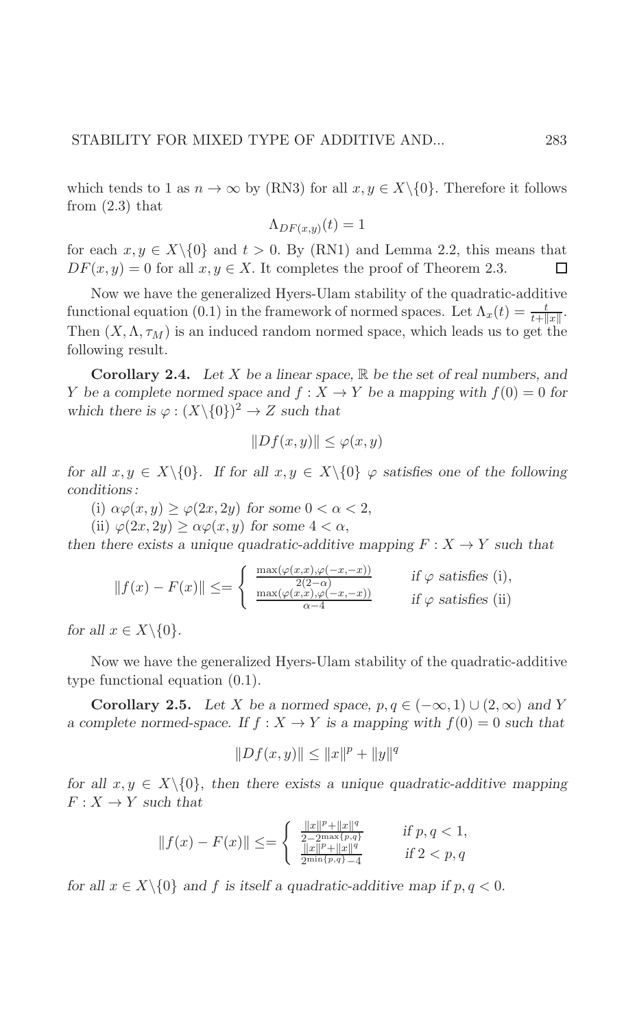which tends to 1 as $n \to \infty$ by (RN3) for all $x, y \in X\backslash\{0\}$. Therefore it follows from (2.3) that

$$\Lambda_{DF(x,y)}(t) = 1$$

for each $x, y \in X\backslash\{0\}$ and $t > 0$. By (RN1) and Lemma 2.2, this means that $DF(x, y) = 0$ for all $x, y \in X$. It completes the proof of Theorem 2.3. □

Now we have the generalized Hyers-Ulam stability of the quadratic-additive functional equation (0.1) in the framework of normed spaces. Let $\Lambda_x(t) = \frac{t}{t+\|x\|}$. Then $(X, \Lambda, \tau_M)$ is an induced random normed space, which leads us to get the following result.

**Corollary 2.4.** *Let $X$ be a linear space, $\mathbb{R}$ be the set of real numbers, and $Y$ be a complete normed space and $f : X \to Y$ be a mapping with $f(0) = 0$ for which there is $\varphi : (X\backslash\{0\})^2 \to Z$ such that*

$$\|Df(x, y)\| \leq \varphi(x, y)$$

*for all $x, y \in X\backslash\{0\}$. If for all $x, y \in X\backslash\{0\}$ $\varphi$ satisfies one of the following conditions:*

*(i) $\alpha\varphi(x, y) \geq \varphi(2x, 2y)$ for some $0 < \alpha < 2$,*

*(ii) $\varphi(2x, 2y) \geq \alpha\varphi(x, y)$ for some $4 < \alpha$,*

*then there exists a unique quadratic-additive mapping $F : X \to Y$ such that*

$$\|f(x) - F(x)\| \leq= \begin{cases} \frac{\max(\varphi(x,x),\varphi(-x,-x))}{2(2-\alpha)} & \text{if } \varphi \text{ satisfies (i)}, \\ \frac{\max(\varphi(x,x),\varphi(-x,-x))}{\alpha-4} & \text{if } \varphi \text{ satisfies (ii)} \end{cases}$$

*for all $x \in X\backslash\{0\}$.*

Now we have the generalized Hyers-Ulam stability of the quadratic-additive type functional equation (0.1).

**Corollary 2.5.** *Let $X$ be a normed space, $p, q \in (-\infty, 1) \cup (2, \infty)$ and $Y$ a complete normed-space. If $f : X \to Y$ is a mapping with $f(0) = 0$ such that*

$$\|Df(x, y)\| \leq \|x\|^p + \|y\|^q$$

*for all $x, y \in X\backslash\{0\}$, then there exists a unique quadratic-additive mapping $F : X \to Y$ such that*

$$\|f(x) - F(x)\| \leq= \begin{cases} \frac{\|x\|^p+\|x\|^q}{2-2^{\max\{p,q\}}} & \text{if } p, q < 1, \\ \frac{\|x\|^p+\|x\|^q}{2^{\min\{p,q\}}-4} & \text{if } 2 < p, q \end{cases}$$

*for all $x \in X\backslash\{0\}$ and $f$ is itself a quadratic-additive map if $p, q < 0$.*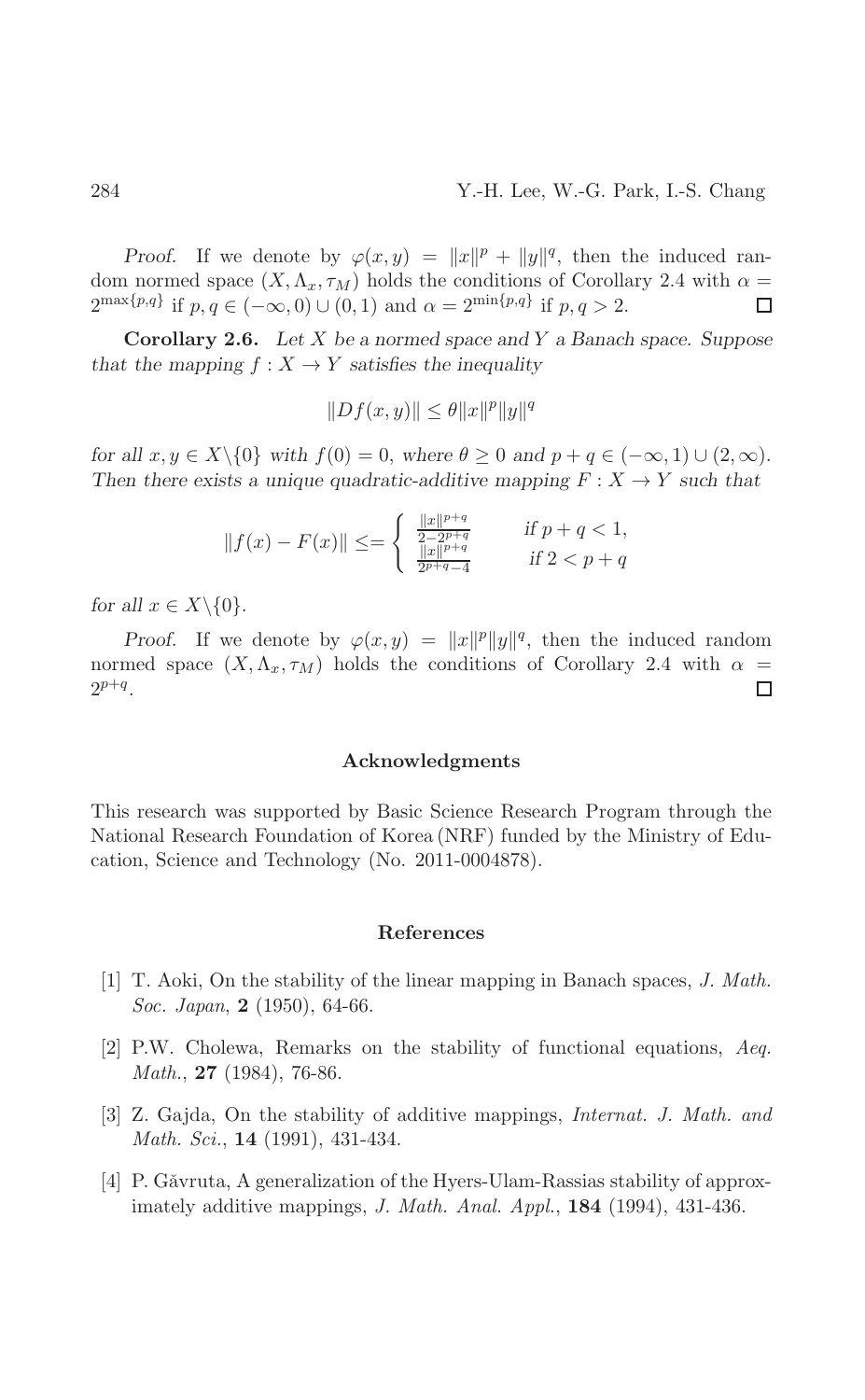*Proof.* If we denote by $\varphi(x,y) = \|x\|^p + \|y\|^q$, then the induced random normed space $(X, \Lambda_x, \tau_M)$ holds the conditions of Corollary 2.4 with $\alpha = 2^{\max\{p,q\}}$ if $p, q \in (-\infty, 0) \cup (0, 1)$ and $\alpha = 2^{\min\{p,q\}}$ if $p, q > 2$. ∎

**Corollary 2.6.** *Let $X$ be a normed space and $Y$ a Banach space. Suppose that the mapping $f : X \to Y$ satisfies the inequality*

$$\|Df(x,y)\| \le \theta \|x\|^p \|y\|^q$$

*for all $x, y \in X \backslash \{0\}$ with $f(0) = 0$, where $\theta \ge 0$ and $p + q \in (-\infty, 1) \cup (2, \infty)$. Then there exists a unique quadratic-additive mapping $F : X \to Y$ such that*

$$\|f(x) - F(x)\| \le= \begin{cases} \frac{\|x\|^{p+q}}{2-2^{p+q}} & \text{if } p+q < 1, \\ \frac{\|x\|^{p+q}}{2^{p+q}-4} & \text{if } 2 < p+q \end{cases}$$

*for all $x \in X \backslash \{0\}$.*

*Proof.* If we denote by $\varphi(x,y) = \|x\|^p \|y\|^q$, then the induced random normed space $(X, \Lambda_x, \tau_M)$ holds the conditions of Corollary 2.4 with $\alpha = 2^{p+q}$. ∎

## Acknowledgments

This research was supported by Basic Science Research Program through the National Research Foundation of Korea (NRF) funded by the Ministry of Education, Science and Technology (No. 2011-0004878).

## References

[1] T. Aoki, On the stability of the linear mapping in Banach spaces, *J. Math. Soc. Japan*, **2** (1950), 64-66.

[2] P.W. Cholewa, Remarks on the stability of functional equations, *Aeq. Math.*, **27** (1984), 76-86.

[3] Z. Gajda, On the stability of additive mappings, *Internat. J. Math. and Math. Sci.*, **14** (1991), 431-434.

[4] P. Găvruta, A generalization of the Hyers-Ulam-Rassias stability of approximately additive mappings, *J. Math. Anal. Appl.*, **184** (1994), 431-436.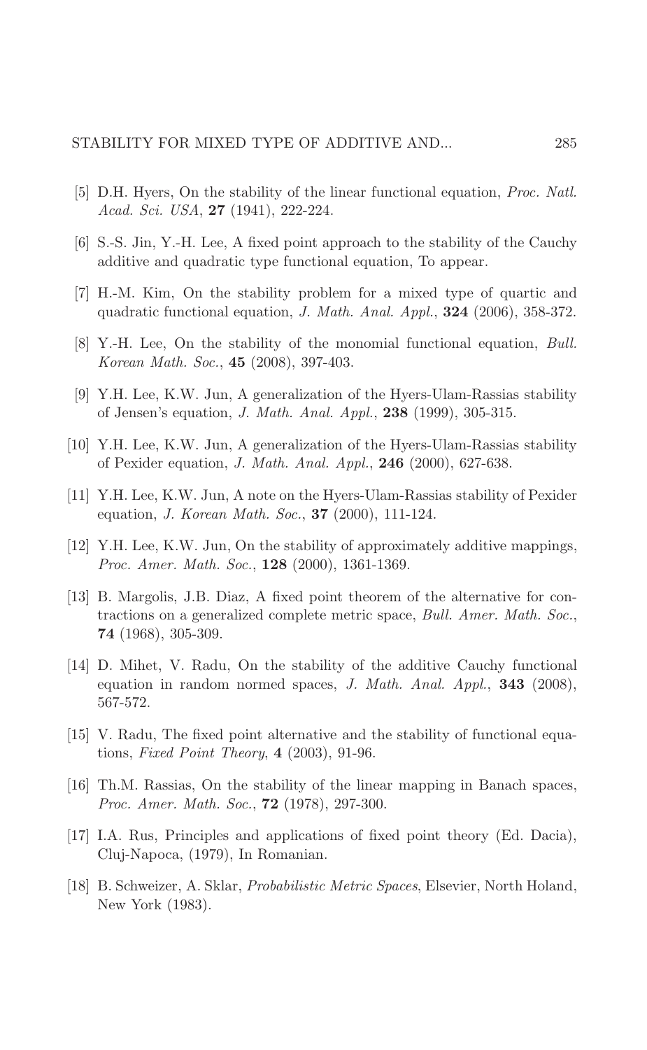[5] D.H. Hyers, On the stability of the linear functional equation, *Proc. Natl. Acad. Sci. USA*, **27** (1941), 222-224.

[6] S.-S. Jin, Y.-H. Lee, A fixed point approach to the stability of the Cauchy additive and quadratic type functional equation, To appear.

[7] H.-M. Kim, On the stability problem for a mixed type of quartic and quadratic functional equation, *J. Math. Anal. Appl.*, **324** (2006), 358-372.

[8] Y.-H. Lee, On the stability of the monomial functional equation, *Bull. Korean Math. Soc.*, **45** (2008), 397-403.

[9] Y.H. Lee, K.W. Jun, A generalization of the Hyers-Ulam-Rassias stability of Jensen's equation, *J. Math. Anal. Appl.*, **238** (1999), 305-315.

[10] Y.H. Lee, K.W. Jun, A generalization of the Hyers-Ulam-Rassias stability of Pexider equation, *J. Math. Anal. Appl.*, **246** (2000), 627-638.

[11] Y.H. Lee, K.W. Jun, A note on the Hyers-Ulam-Rassias stability of Pexider equation, *J. Korean Math. Soc.*, **37** (2000), 111-124.

[12] Y.H. Lee, K.W. Jun, On the stability of approximately additive mappings, *Proc. Amer. Math. Soc.*, **128** (2000), 1361-1369.

[13] B. Margolis, J.B. Diaz, A fixed point theorem of the alternative for contractions on a generalized complete metric space, *Bull. Amer. Math. Soc.*, **74** (1968), 305-309.

[14] D. Mihet, V. Radu, On the stability of the additive Cauchy functional equation in random normed spaces, *J. Math. Anal. Appl.*, **343** (2008), 567-572.

[15] V. Radu, The fixed point alternative and the stability of functional equations, *Fixed Point Theory*, **4** (2003), 91-96.

[16] Th.M. Rassias, On the stability of the linear mapping in Banach spaces, *Proc. Amer. Math. Soc.*, **72** (1978), 297-300.

[17] I.A. Rus, Principles and applications of fixed point theory (Ed. Dacia), Cluj-Napoca, (1979), In Romanian.

[18] B. Schweizer, A. Sklar, *Probabilistic Metric Spaces*, Elsevier, North Holand, New York (1983).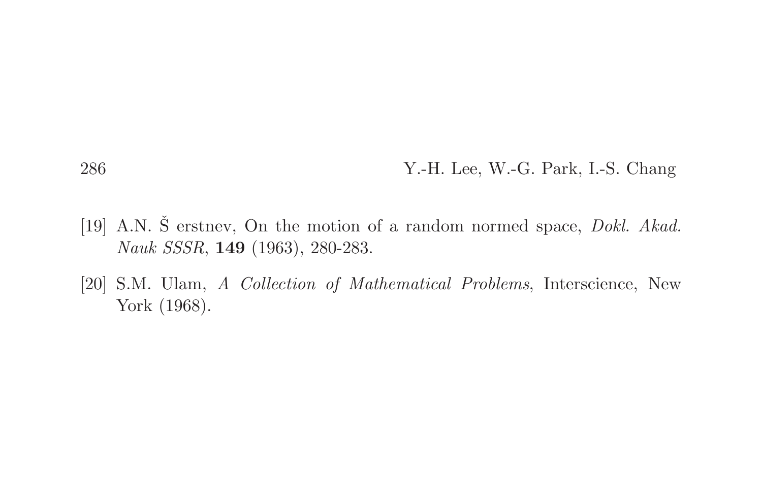[19] A.N. Š erstnev, On the motion of a random normed space, *Dokl. Akad. Nauk SSSR*, **149** (1963), 280-283.

[20] S.M. Ulam, *A Collection of Mathematical Problems*, Interscience, New York (1968).